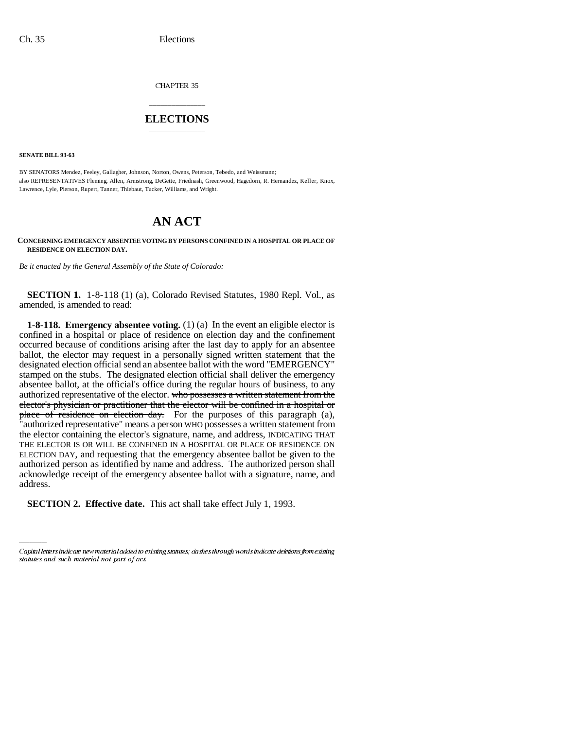CHAPTER 35

# ELECTIONS

**SENATE BILL 93-63**

BY SENATORS Mendez, Feeley, Gallagher, Johnson, Norton, Owens, Peterson, Tebedo, and Weissmann;
also REPRESENTATIVES Fleming, Allen, Armstrong, DeGette, Friednash, Greenwood, Hagedorn, R. Hernandez, Keller, Knox, Lawrence, Lyle, Pierson, Rupert, Tanner, Thiebaut, Tucker, Williams, and Wright.

# AN ACT

**CONCERNING EMERGENCY ABSENTEE VOTING BY PERSONS CONFINED IN A HOSPITAL OR PLACE OF RESIDENCE ON ELECTION DAY.**

*Be it enacted by the General Assembly of the State of Colorado:*

**SECTION 1.** 1-8-118 (1) (a), Colorado Revised Statutes, 1980 Repl. Vol., as amended, is amended to read:

**1-8-118. Emergency absentee voting.** (1) (a) In the event an eligible elector is confined in a hospital or place of residence on election day and the confinement occurred because of conditions arising after the last day to apply for an absentee ballot, the elector may request in a personally signed written statement that the designated election official send an absentee ballot with the word "EMERGENCY" stamped on the stubs. The designated election official shall deliver the emergency absentee ballot, at the official's office during the regular hours of business, to any authorized representative of the elector. ~~who possesses a written statement from the elector's physician or practitioner that the elector will be confined in a hospital or place of residence on election day.~~ For the purposes of this paragraph (a), "authorized representative" means a person WHO possesses a written statement from the elector containing the elector's signature, name, and address, INDICATING THAT THE ELECTOR IS OR WILL BE CONFINED IN A HOSPITAL OR PLACE OF RESIDENCE ON ELECTION DAY, and requesting that the emergency absentee ballot be given to the authorized person as identified by name and address. The authorized person shall acknowledge receipt of the emergency absentee ballot with a signature, name, and address.

**SECTION 2. Effective date.** This act shall take effect July 1, 1993.

---

*Capital letters indicate new material added to existing statutes; dashes through words indicate deletions from existing statutes and such material not part of act.*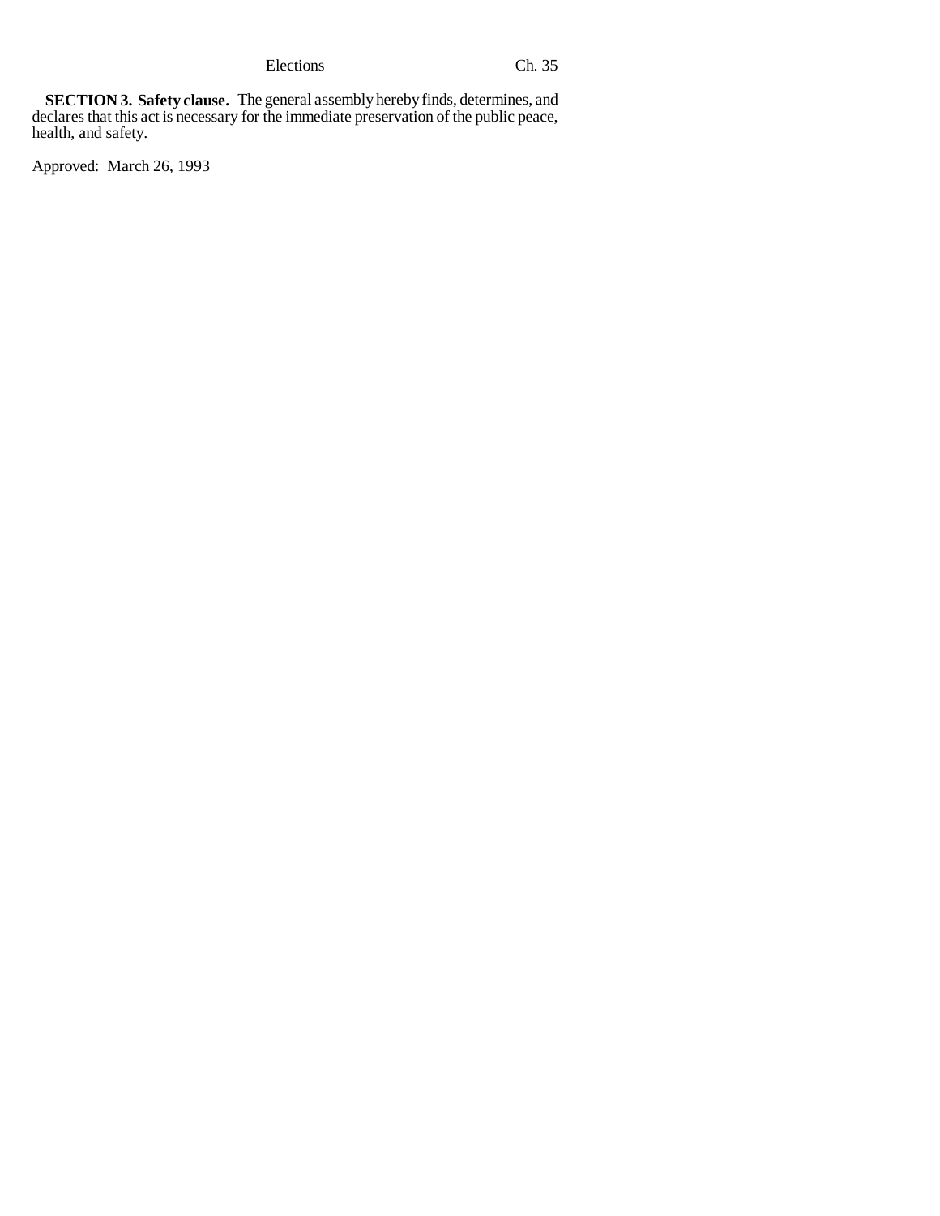**SECTION 3. Safety clause.** The general assembly hereby finds, determines, and declares that this act is necessary for the immediate preservation of the public peace, health, and safety.

Approved: March 26, 1993